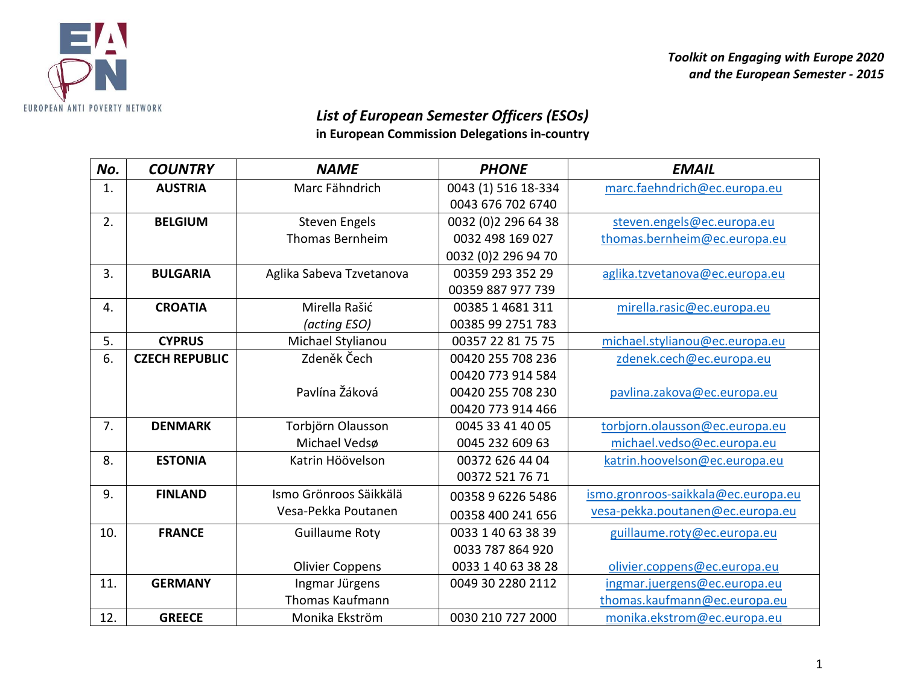EUROPEAN ANTI POVERTY NETWORK

*Toolkit on Engaging with Europe 2020 and the European Semester - 2015*

## *List of European Semester Officers (ESOs)*
**in European Commission Delegations in-country**

| No. | COUNTRY | NAME | PHONE | EMAIL |
|---|---|---|---|---|
| 1. | **AUSTRIA** | Marc Fähndrich | 0043 (1) 516 18-334<br>0043 676 702 6740 | marc.faehndrich@ec.europa.eu |
| 2. | **BELGIUM** | Steven Engels<br>Thomas Bernheim | 0032 (0)2 296 64 38<br>0032 498 169 027<br>0032 (0)2 296 94 70 | steven.engels@ec.europa.eu<br>thomas.bernheim@ec.europa.eu |
| 3. | **BULGARIA** | Aglika Sabeva Tzvetanova | 00359 293 352 29<br>00359 887 977 739 | aglika.tzvetanova@ec.europa.eu |
| 4. | **CROATIA** | Mirella Rašić<br>*(acting ESO)* | 00385 1 4681 311<br>00385 99 2751 783 | mirella.rasic@ec.europa.eu |
| 5. | **CYPRUS** | Michael Stylianou | 00357 22 81 75 75 | michael.stylianou@ec.europa.eu |
| 6. | **CZECH REPUBLIC** | Zdeněk Čech<br><br>Pavlína Žáková | 00420 255 708 236<br>00420 773 914 584<br>00420 255 708 230<br>00420 773 914 466 | zdenek.cech@ec.europa.eu<br><br>pavlina.zakova@ec.europa.eu |
| 7. | **DENMARK** | Torbjörn Olausson<br>Michael Vedsø | 0045 33 41 40 05<br>0045 232 609 63 | torbjorn.olausson@ec.europa.eu<br>michael.vedso@ec.europa.eu |
| 8. | **ESTONIA** | Katrin Höövelson | 00372 626 44 04<br>00372 521 76 71 | katrin.hoovelson@ec.europa.eu |
| 9. | **FINLAND** | Ismo Grönroos Säikkälä<br>Vesa-Pekka Poutanen | 00358 9 6226 5486<br>00358 400 241 656 | ismo.gronroos-saikkala@ec.europa.eu<br>vesa-pekka.poutanen@ec.europa.eu |
| 10. | **FRANCE** | Guillaume Roty<br><br>Olivier Coppens | 0033 1 40 63 38 39<br>0033 787 864 920<br>0033 1 40 63 38 28 | guillaume.roty@ec.europa.eu<br><br>olivier.coppens@ec.europa.eu |
| 11. | **GERMANY** | Ingmar Jürgens<br>Thomas Kaufmann | 0049 30 2280 2112 | ingmar.juergens@ec.europa.eu<br>thomas.kaufmann@ec.europa.eu |
| 12. | **GREECE** | Monika Ekström | 0030 210 727 2000 | monika.ekstrom@ec.europa.eu |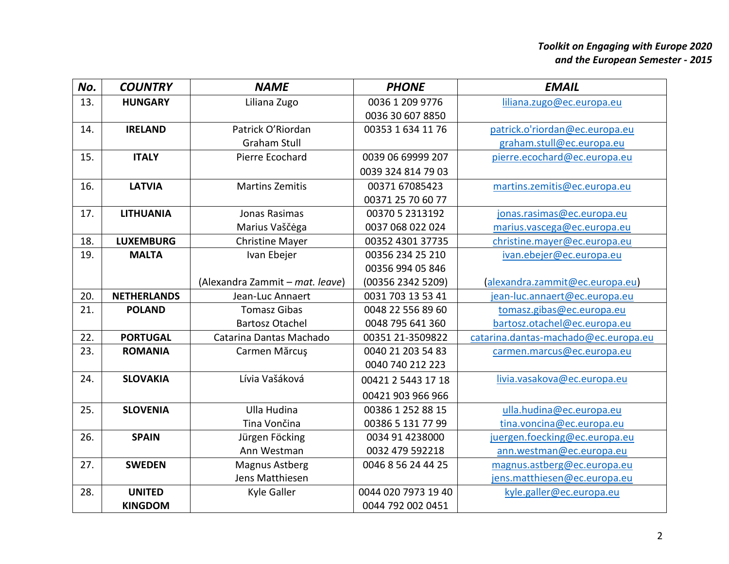| No. | COUNTRY | NAME | PHONE | EMAIL |
|---|---|---|---|---|
| 13. | **HUNGARY** | Liliana Zugo | 0036 1 209 9776<br>0036 30 607 8850 | liliana.zugo@ec.europa.eu |
| 14. | **IRELAND** | Patrick O'Riordan<br>Graham Stull | 00353 1 634 11 76 | patrick.o'riordan@ec.europa.eu<br>graham.stull@ec.europa.eu |
| 15. | **ITALY** | Pierre Ecochard | 0039 06 69999 207<br>0039 324 814 79 03 | pierre.ecochard@ec.europa.eu |
| 16. | **LATVIA** | Martins Zemitis | 00371 67085423<br>00371 25 70 60 77 | martins.zemitis@ec.europa.eu |
| 17. | **LITHUANIA** | Jonas Rasimas<br>Marius Vaščėga | 00370 5 2313192<br>0037 068 022 024 | jonas.rasimas@ec.europa.eu<br>marius.vascega@ec.europa.eu |
| 18. | **LUXEMBURG** | Christine Mayer | 00352 4301 37735 | christine.mayer@ec.europa.eu |
| 19. | **MALTA** | Ivan Ebejer<br><br>(Alexandra Zammit – *mat. leave*) | 00356 234 25 210<br>00356 994 05 846<br>(00356 2342 5209) | ivan.ebejer@ec.europa.eu<br><br>(alexandra.zammit@ec.europa.eu) |
| 20. | **NETHERLANDS** | Jean-Luc Annaert | 0031 703 13 53 41 | jean-luc.annaert@ec.europa.eu |
| 21. | **POLAND** | Tomasz Gibas<br>Bartosz Otachel | 0048 22 556 89 60<br>0048 795 641 360 | tomasz.gibas@ec.europa.eu<br>bartosz.otachel@ec.europa.eu |
| 22. | **PORTUGAL** | Catarina Dantas Machado | 00351 21-3509822 | catarina.dantas-machado@ec.europa.eu |
| 23. | **ROMANIA** | Carmen Mărcuş | 0040 21 203 54 83<br>0040 740 212 223 | carmen.marcus@ec.europa.eu |
| 24. | **SLOVAKIA** | Lívia Vašáková | 00421 2 5443 17 18<br>00421 903 966 966 | livia.vasakova@ec.europa.eu |
| 25. | **SLOVENIA** | Ulla Hudina<br>Tina Vončina | 00386 1 252 88 15<br>00386 5 131 77 99 | ulla.hudina@ec.europa.eu<br>tina.voncina@ec.europa.eu |
| 26. | **SPAIN** | Jürgen Föcking<br>Ann Westman | 0034 91 4238000<br>0032 479 592218 | juergen.foecking@ec.europa.eu<br>ann.westman@ec.europa.eu |
| 27. | **SWEDEN** | Magnus Astberg<br>Jens Matthiesen | 0046 8 56 24 44 25 | magnus.astberg@ec.europa.eu<br>jens.matthiesen@ec.europa.eu |
| 28. | **UNITED KINGDOM** | Kyle Galler | 0044 020 7973 19 40<br>0044 792 002 0451 | kyle.galler@ec.europa.eu |